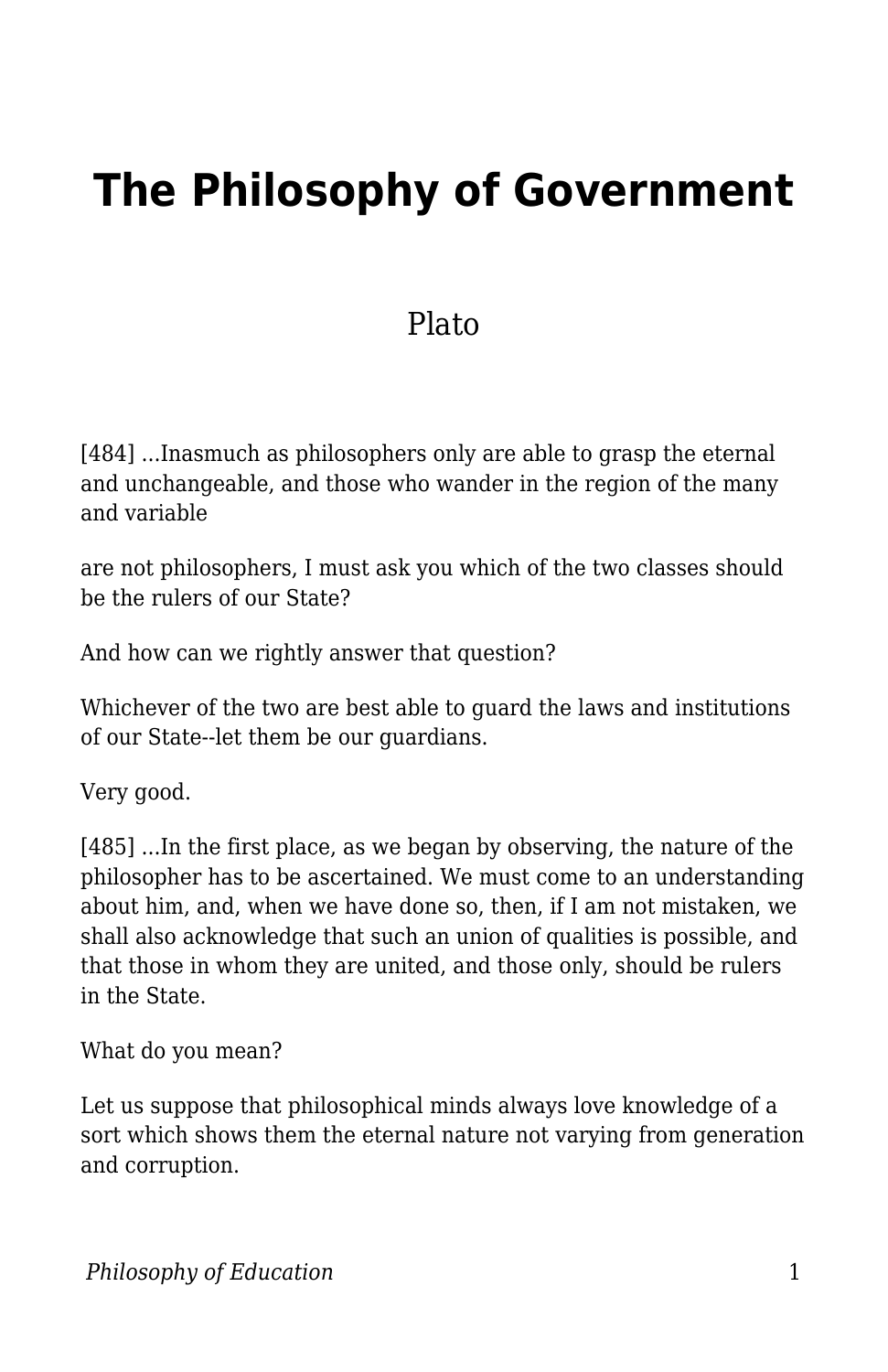# The Philosophy of Government

Plato

[484] ...Inasmuch as philosophers only are able to grasp the eternal and unchangeable, and those who wander in the region of the many and variable

are not philosophers, I must ask you which of the two classes should be the rulers of our State?

And how can we rightly answer that question?

Whichever of the two are best able to guard the laws and institutions of our State--let them be our guardians.

Very good.

[485] ...In the first place, as we began by observing, the nature of the philosopher has to be ascertained. We must come to an understanding about him, and, when we have done so, then, if I am not mistaken, we shall also acknowledge that such an union of qualities is possible, and that those in whom they are united, and those only, should be rulers in the State.

What do you mean?

Let us suppose that philosophical minds always love knowledge of a sort which shows them the eternal nature not varying from generation and corruption.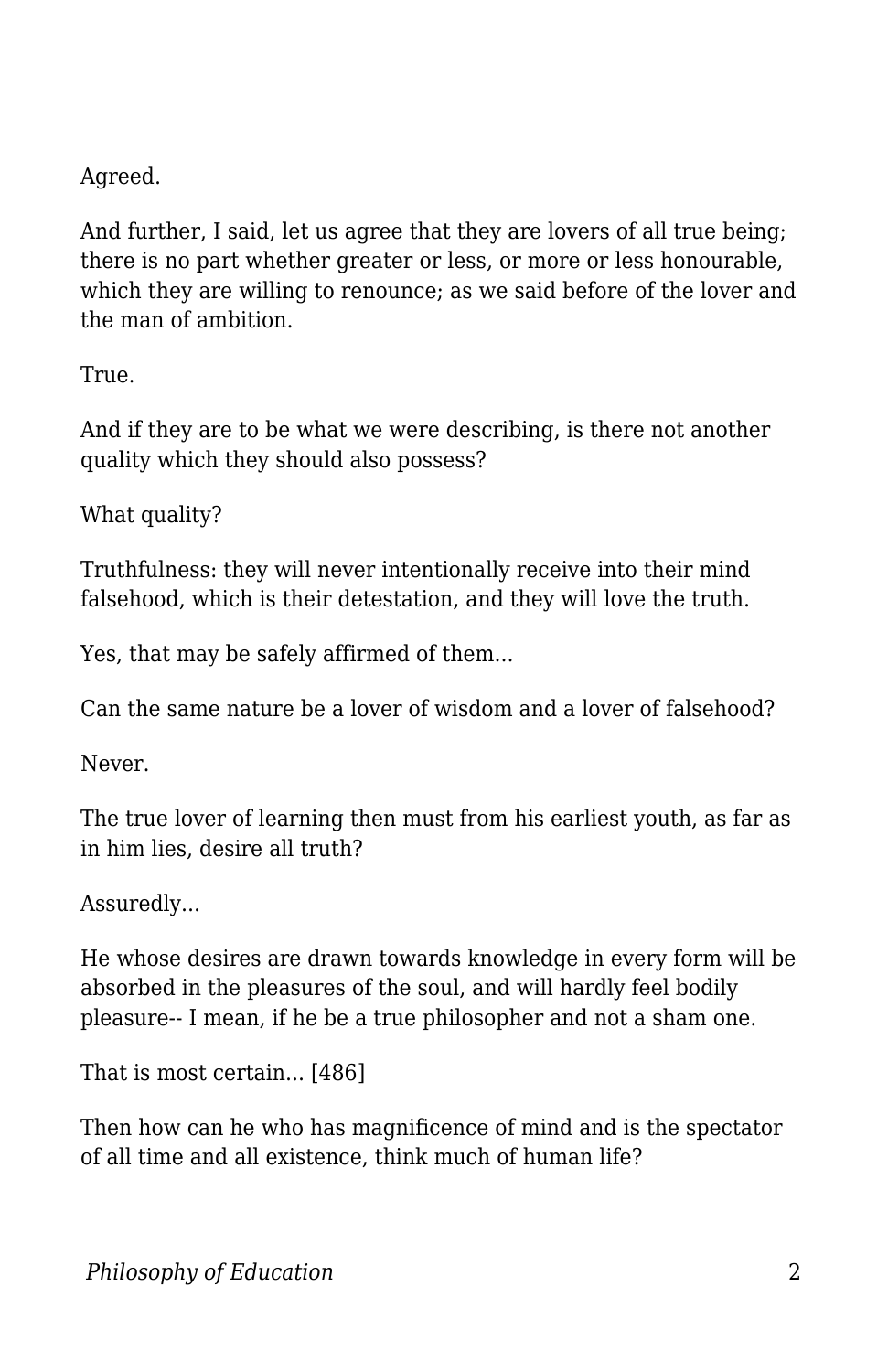Agreed.

And further, I said, let us agree that they are lovers of all true being; there is no part whether greater or less, or more or less honourable, which they are willing to renounce; as we said before of the lover and the man of ambition.

True.

And if they are to be what we were describing, is there not another quality which they should also possess?

What quality?

Truthfulness: they will never intentionally receive into their mind falsehood, which is their detestation, and they will love the truth.

Yes, that may be safely affirmed of them...

Can the same nature be a lover of wisdom and a lover of falsehood?

Never.

The true lover of learning then must from his earliest youth, as far as in him lies, desire all truth?

Assuredly...

He whose desires are drawn towards knowledge in every form will be absorbed in the pleasures of the soul, and will hardly feel bodily pleasure-- I mean, if he be a true philosopher and not a sham one.

That is most certain... [486]

Then how can he who has magnificence of mind and is the spectator of all time and all existence, think much of human life?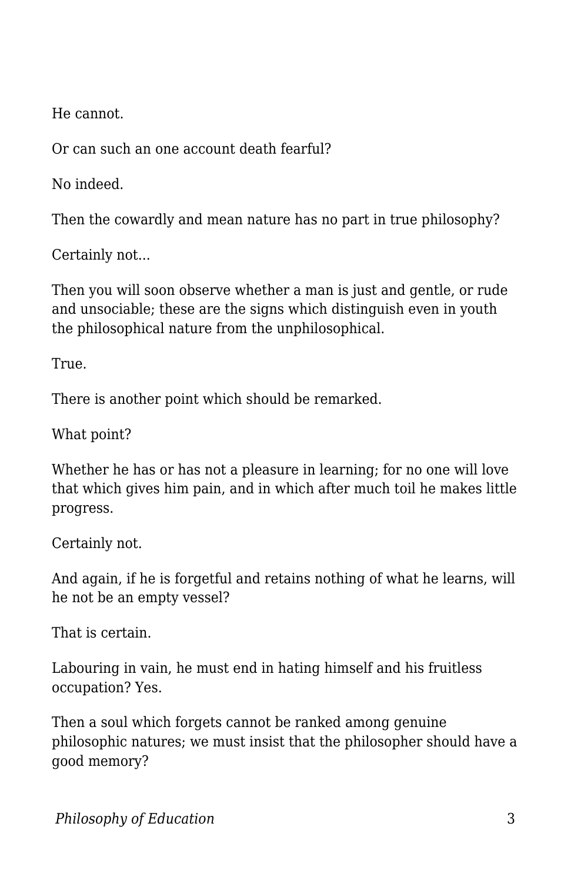He cannot.

Or can such an one account death fearful?

No indeed.

Then the cowardly and mean nature has no part in true philosophy?

Certainly not...

Then you will soon observe whether a man is just and gentle, or rude and unsociable; these are the signs which distinguish even in youth the philosophical nature from the unphilosophical.

True.

There is another point which should be remarked.

What point?

Whether he has or has not a pleasure in learning; for no one will love that which gives him pain, and in which after much toil he makes little progress.

Certainly not.

And again, if he is forgetful and retains nothing of what he learns, will he not be an empty vessel?

That is certain.

Labouring in vain, he must end in hating himself and his fruitless occupation? Yes.

Then a soul which forgets cannot be ranked among genuine philosophic natures; we must insist that the philosopher should have a good memory?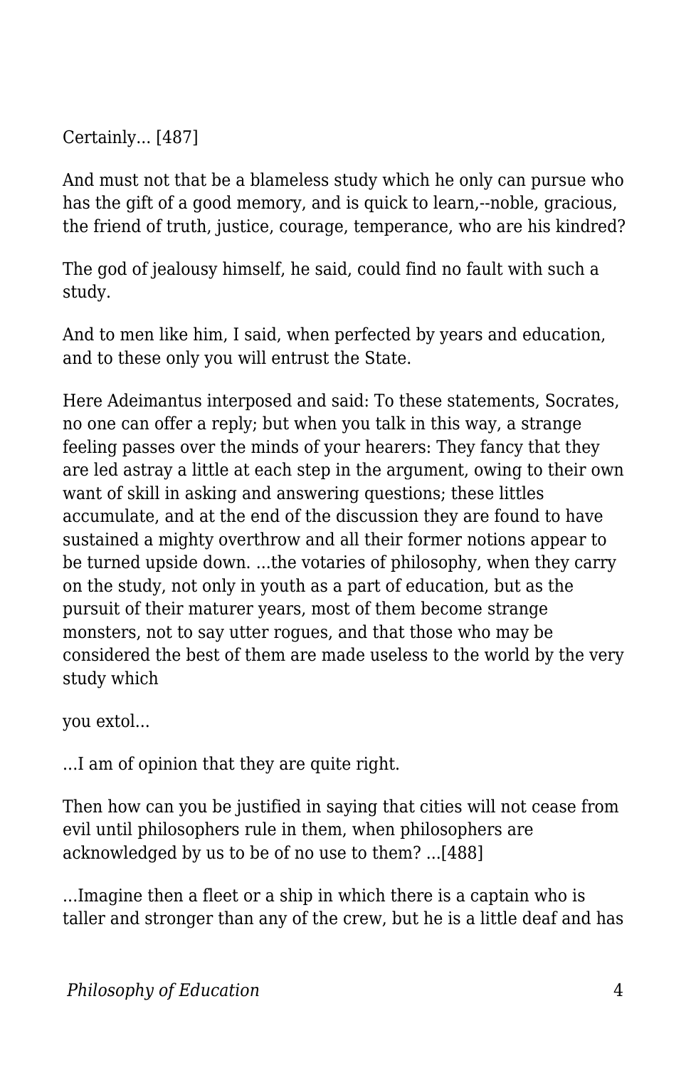Certainly... [487]

And must not that be a blameless study which he only can pursue who has the gift of a good memory, and is quick to learn,--noble, gracious, the friend of truth, justice, courage, temperance, who are his kindred?

The god of jealousy himself, he said, could find no fault with such a study.

And to men like him, I said, when perfected by years and education, and to these only you will entrust the State.

Here Adeimantus interposed and said: To these statements, Socrates, no one can offer a reply; but when you talk in this way, a strange feeling passes over the minds of your hearers: They fancy that they are led astray a little at each step in the argument, owing to their own want of skill in asking and answering questions; these littles accumulate, and at the end of the discussion they are found to have sustained a mighty overthrow and all their former notions appear to be turned upside down. ...the votaries of philosophy, when they carry on the study, not only in youth as a part of education, but as the pursuit of their maturer years, most of them become strange monsters, not to say utter rogues, and that those who may be considered the best of them are made useless to the world by the very study which

you extol...

...I am of opinion that they are quite right.

Then how can you be justified in saying that cities will not cease from evil until philosophers rule in them, when philosophers are acknowledged by us to be of no use to them? ...[488]

...Imagine then a fleet or a ship in which there is a captain who is taller and stronger than any of the crew, but he is a little deaf and has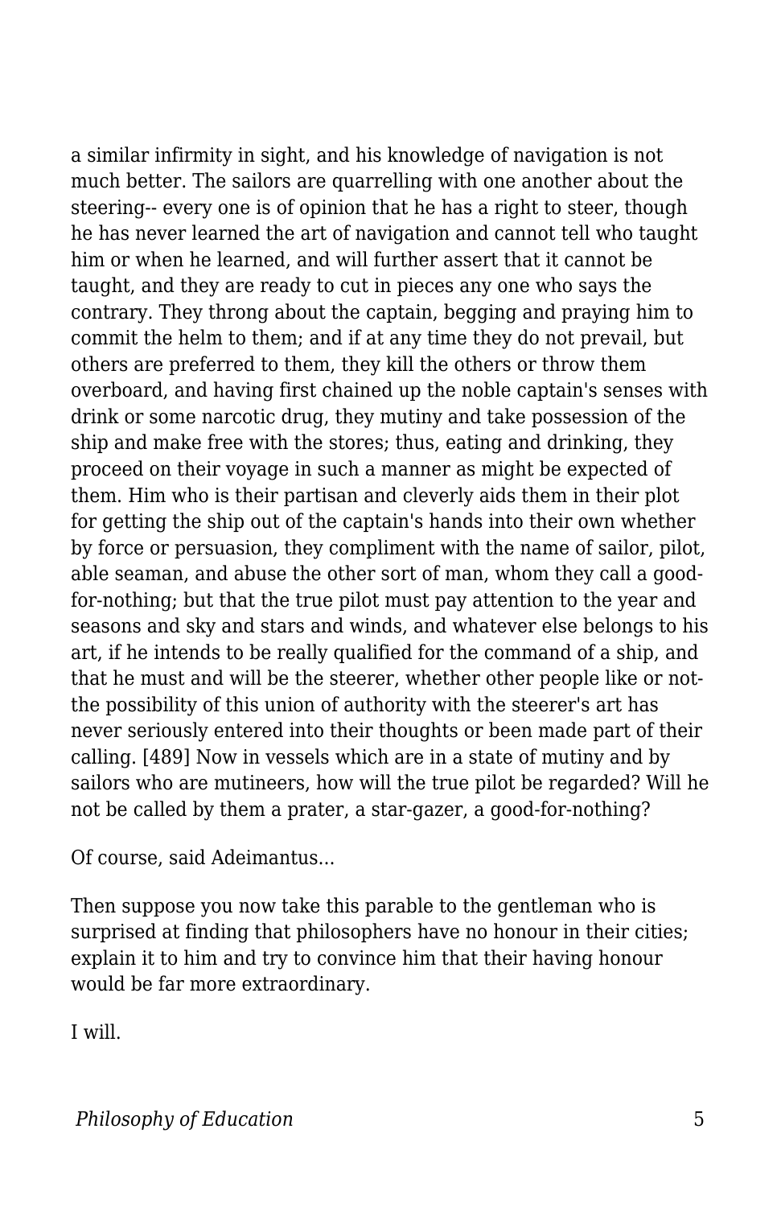a similar infirmity in sight, and his knowledge of navigation is not much better. The sailors are quarrelling with one another about the steering-- every one is of opinion that he has a right to steer, though he has never learned the art of navigation and cannot tell who taught him or when he learned, and will further assert that it cannot be taught, and they are ready to cut in pieces any one who says the contrary. They throng about the captain, begging and praying him to commit the helm to them; and if at any time they do not prevail, but others are preferred to them, they kill the others or throw them overboard, and having first chained up the noble captain's senses with drink or some narcotic drug, they mutiny and take possession of the ship and make free with the stores; thus, eating and drinking, they proceed on their voyage in such a manner as might be expected of them. Him who is their partisan and cleverly aids them in their plot for getting the ship out of the captain's hands into their own whether by force or persuasion, they compliment with the name of sailor, pilot, able seaman, and abuse the other sort of man, whom they call a good-for-nothing; but that the true pilot must pay attention to the year and seasons and sky and stars and winds, and whatever else belongs to his art, if he intends to be really qualified for the command of a ship, and that he must and will be the steerer, whether other people like or not-the possibility of this union of authority with the steerer's art has never seriously entered into their thoughts or been made part of their calling. [489] Now in vessels which are in a state of mutiny and by sailors who are mutineers, how will the true pilot be regarded? Will he not be called by them a prater, a star-gazer, a good-for-nothing?

Of course, said Adeimantus...

Then suppose you now take this parable to the gentleman who is surprised at finding that philosophers have no honour in their cities; explain it to him and try to convince him that their having honour would be far more extraordinary.

I will.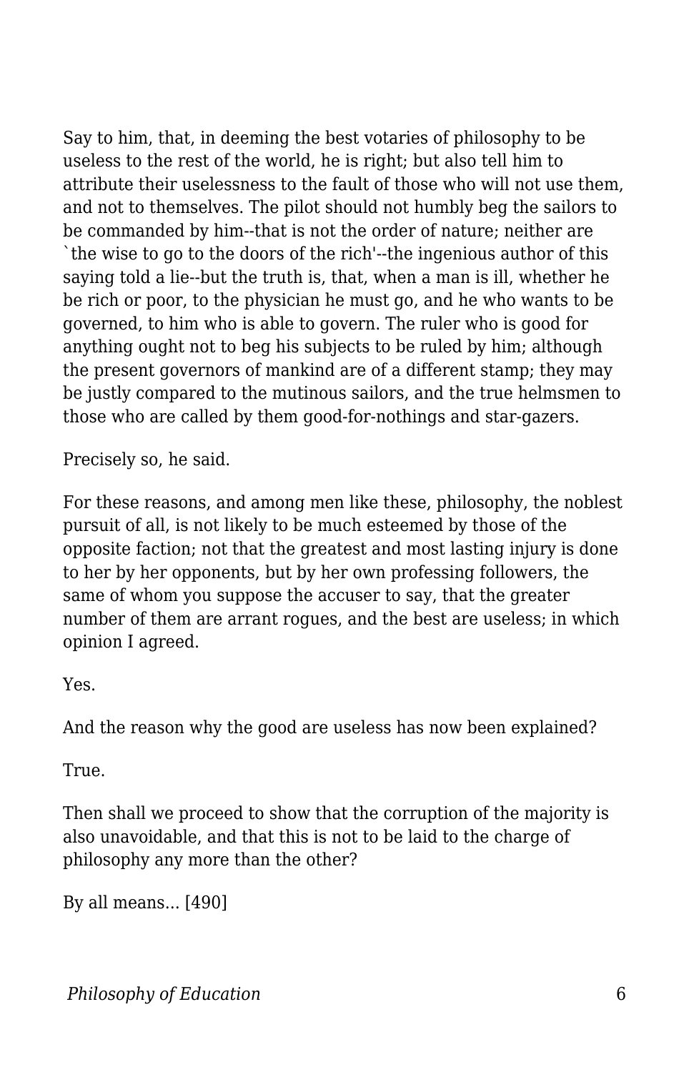Say to him, that, in deeming the best votaries of philosophy to be useless to the rest of the world, he is right; but also tell him to attribute their uselessness to the fault of those who will not use them, and not to themselves. The pilot should not humbly beg the sailors to be commanded by him--that is not the order of nature; neither are `the wise to go to the doors of the rich'--the ingenious author of this saying told a lie--but the truth is, that, when a man is ill, whether he be rich or poor, to the physician he must go, and he who wants to be governed, to him who is able to govern. The ruler who is good for anything ought not to beg his subjects to be ruled by him; although the present governors of mankind are of a different stamp; they may be justly compared to the mutinous sailors, and the true helmsmen to those who are called by them good-for-nothings and star-gazers.

Precisely so, he said.

For these reasons, and among men like these, philosophy, the noblest pursuit of all, is not likely to be much esteemed by those of the opposite faction; not that the greatest and most lasting injury is done to her by her opponents, but by her own professing followers, the same of whom you suppose the accuser to say, that the greater number of them are arrant rogues, and the best are useless; in which opinion I agreed.

Yes.

And the reason why the good are useless has now been explained?

True.

Then shall we proceed to show that the corruption of the majority is also unavoidable, and that this is not to be laid to the charge of philosophy any more than the other?

By all means... [490]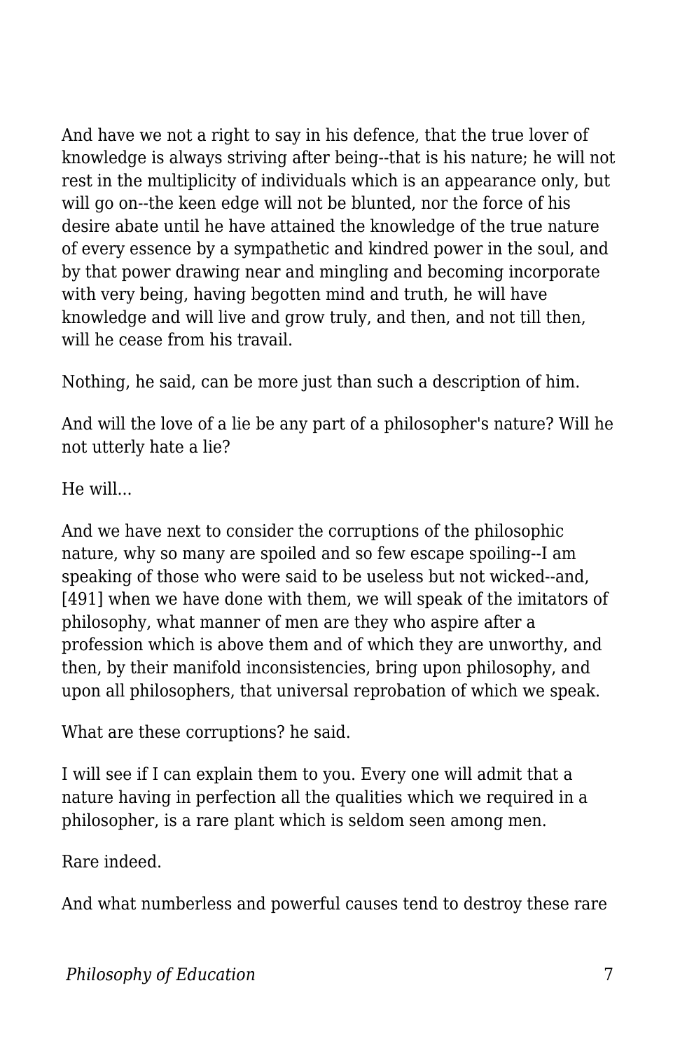And have we not a right to say in his defence, that the true lover of knowledge is always striving after being--that is his nature; he will not rest in the multiplicity of individuals which is an appearance only, but will go on--the keen edge will not be blunted, nor the force of his desire abate until he have attained the knowledge of the true nature of every essence by a sympathetic and kindred power in the soul, and by that power drawing near and mingling and becoming incorporate with very being, having begotten mind and truth, he will have knowledge and will live and grow truly, and then, and not till then, will he cease from his travail.

Nothing, he said, can be more just than such a description of him.

And will the love of a lie be any part of a philosopher's nature? Will he not utterly hate a lie?

He will...

And we have next to consider the corruptions of the philosophic nature, why so many are spoiled and so few escape spoiling--I am speaking of those who were said to be useless but not wicked--and, [491] when we have done with them, we will speak of the imitators of philosophy, what manner of men are they who aspire after a profession which is above them and of which they are unworthy, and then, by their manifold inconsistencies, bring upon philosophy, and upon all philosophers, that universal reprobation of which we speak.

What are these corruptions? he said.

I will see if I can explain them to you. Every one will admit that a nature having in perfection all the qualities which we required in a philosopher, is a rare plant which is seldom seen among men.

Rare indeed.

And what numberless and powerful causes tend to destroy these rare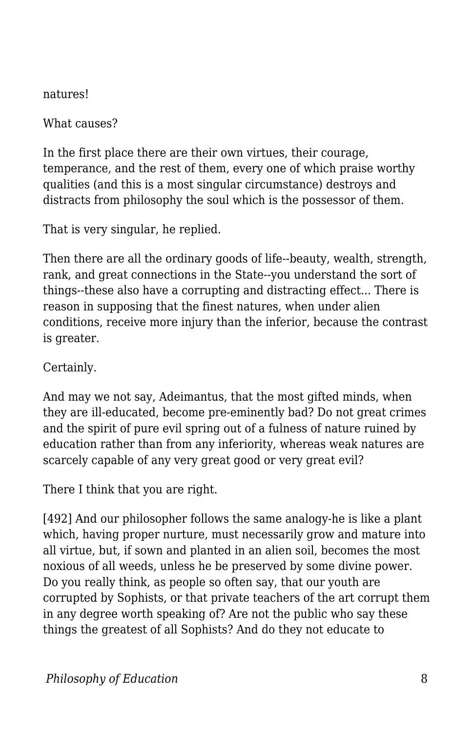natures!

What causes?

In the first place there are their own virtues, their courage, temperance, and the rest of them, every one of which praise worthy qualities (and this is a most singular circumstance) destroys and distracts from philosophy the soul which is the possessor of them.

That is very singular, he replied.

Then there are all the ordinary goods of life--beauty, wealth, strength, rank, and great connections in the State--you understand the sort of things--these also have a corrupting and distracting effect... There is reason in supposing that the finest natures, when under alien conditions, receive more injury than the inferior, because the contrast is greater.

Certainly.

And may we not say, Adeimantus, that the most gifted minds, when they are ill-educated, become pre-eminently bad? Do not great crimes and the spirit of pure evil spring out of a fulness of nature ruined by education rather than from any inferiority, whereas weak natures are scarcely capable of any very great good or very great evil?

There I think that you are right.

[492] And our philosopher follows the same analogy-he is like a plant which, having proper nurture, must necessarily grow and mature into all virtue, but, if sown and planted in an alien soil, becomes the most noxious of all weeds, unless he be preserved by some divine power. Do you really think, as people so often say, that our youth are corrupted by Sophists, or that private teachers of the art corrupt them in any degree worth speaking of? Are not the public who say these things the greatest of all Sophists? And do they not educate to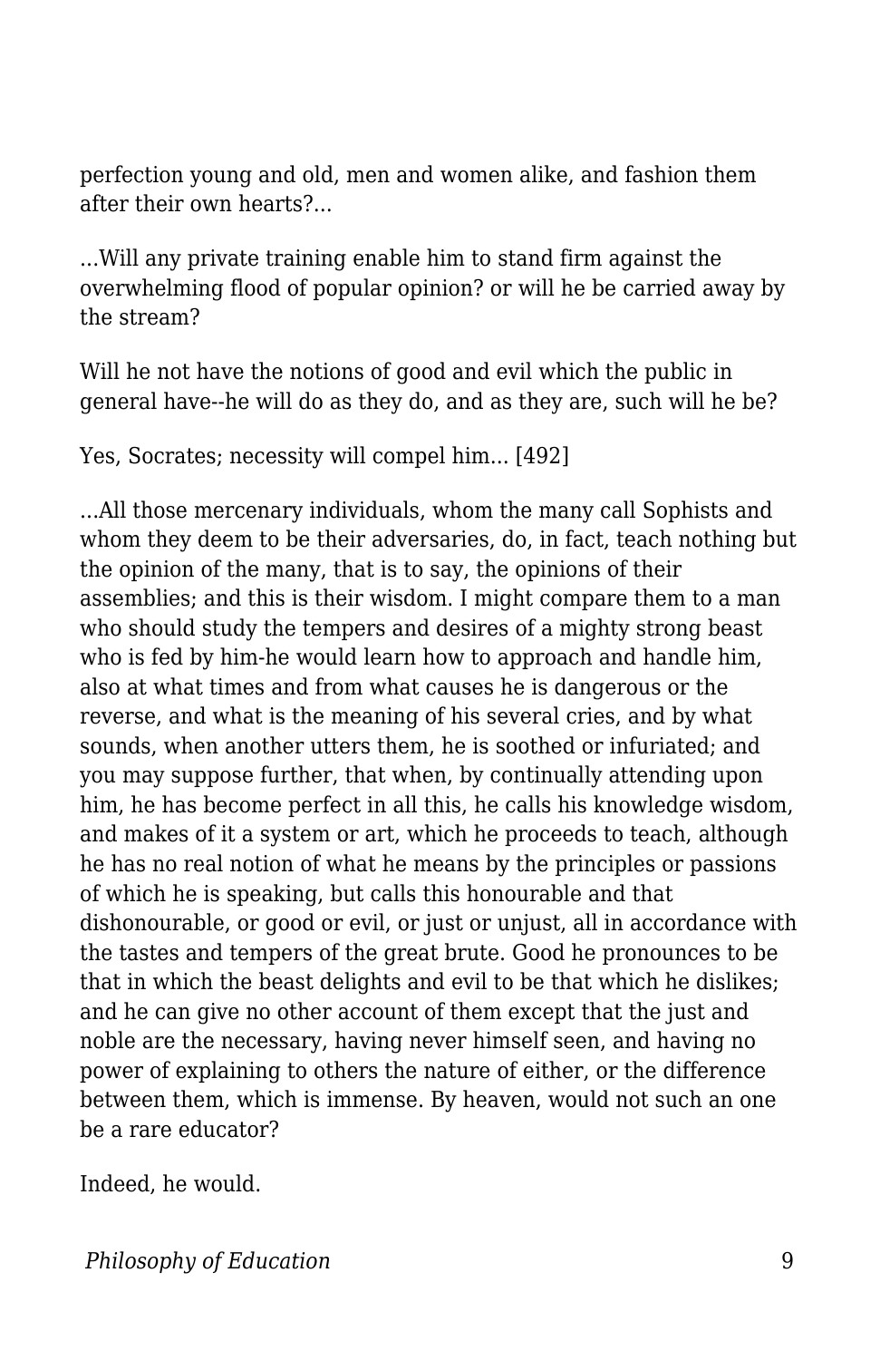perfection young and old, men and women alike, and fashion them after their own hearts?...

...Will any private training enable him to stand firm against the overwhelming flood of popular opinion? or will he be carried away by the stream?

Will he not have the notions of good and evil which the public in general have--he will do as they do, and as they are, such will he be?

Yes, Socrates; necessity will compel him... [492]

...All those mercenary individuals, whom the many call Sophists and whom they deem to be their adversaries, do, in fact, teach nothing but the opinion of the many, that is to say, the opinions of their assemblies; and this is their wisdom. I might compare them to a man who should study the tempers and desires of a mighty strong beast who is fed by him-he would learn how to approach and handle him, also at what times and from what causes he is dangerous or the reverse, and what is the meaning of his several cries, and by what sounds, when another utters them, he is soothed or infuriated; and you may suppose further, that when, by continually attending upon him, he has become perfect in all this, he calls his knowledge wisdom, and makes of it a system or art, which he proceeds to teach, although he has no real notion of what he means by the principles or passions of which he is speaking, but calls this honourable and that dishonourable, or good or evil, or just or unjust, all in accordance with the tastes and tempers of the great brute. Good he pronounces to be that in which the beast delights and evil to be that which he dislikes; and he can give no other account of them except that the just and noble are the necessary, having never himself seen, and having no power of explaining to others the nature of either, or the difference between them, which is immense. By heaven, would not such an one be a rare educator?

Indeed, he would.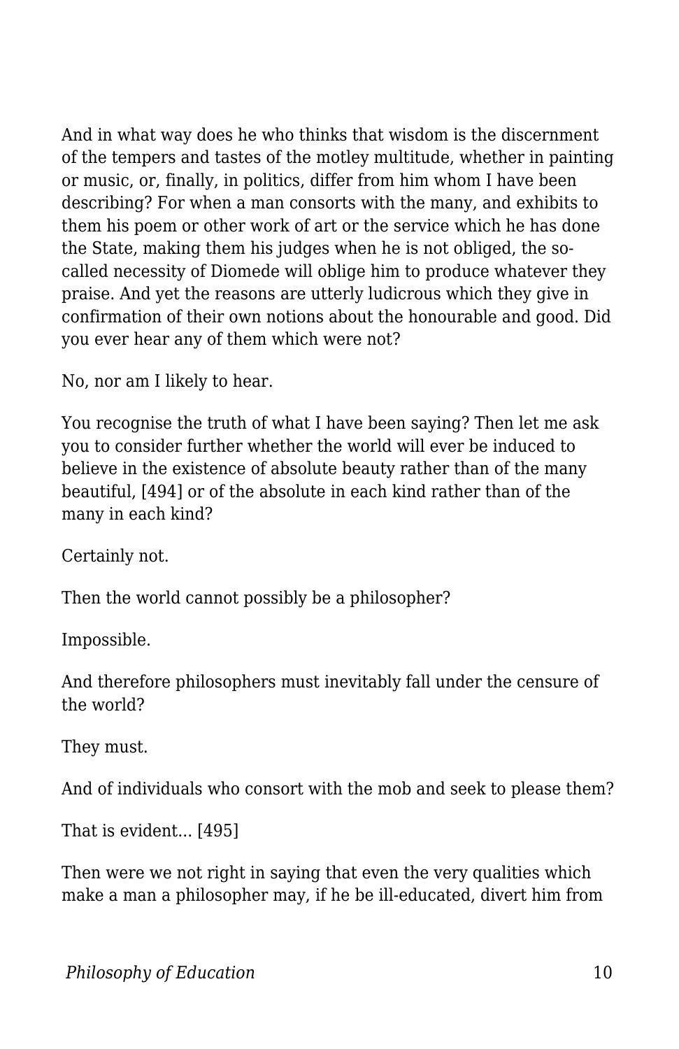And in what way does he who thinks that wisdom is the discernment of the tempers and tastes of the motley multitude, whether in painting or music, or, finally, in politics, differ from him whom I have been describing? For when a man consorts with the many, and exhibits to them his poem or other work of art or the service which he has done the State, making them his judges when he is not obliged, the so-called necessity of Diomede will oblige him to produce whatever they praise. And yet the reasons are utterly ludicrous which they give in confirmation of their own notions about the honourable and good. Did you ever hear any of them which were not?

No, nor am I likely to hear.

You recognise the truth of what I have been saying? Then let me ask you to consider further whether the world will ever be induced to believe in the existence of absolute beauty rather than of the many beautiful, [494] or of the absolute in each kind rather than of the many in each kind?

Certainly not.

Then the world cannot possibly be a philosopher?

Impossible.

And therefore philosophers must inevitably fall under the censure of the world?

They must.

And of individuals who consort with the mob and seek to please them?

That is evident... [495]

Then were we not right in saying that even the very qualities which make a man a philosopher may, if he be ill-educated, divert him from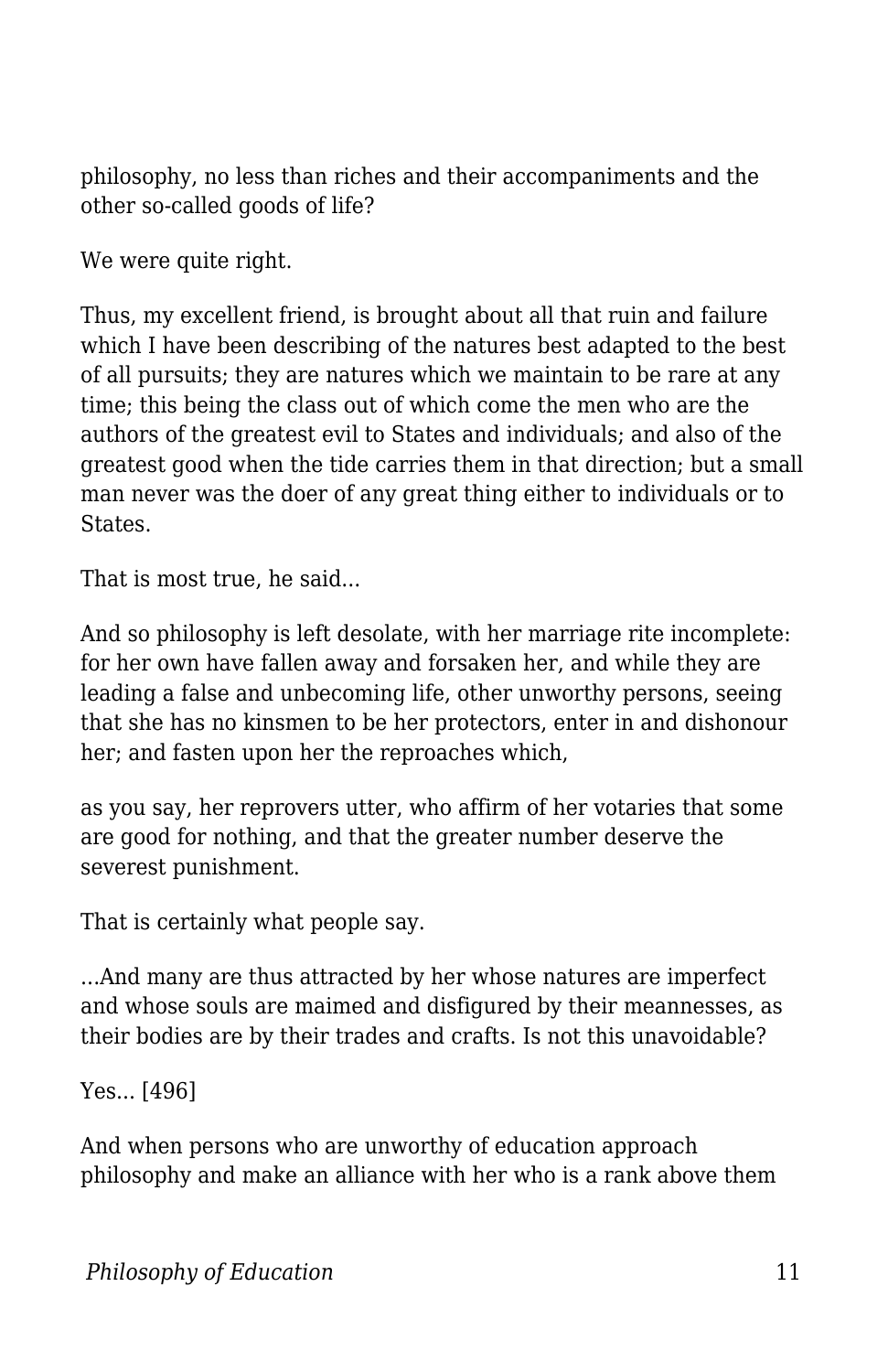philosophy, no less than riches and their accompaniments and the other so-called goods of life?

We were quite right.

Thus, my excellent friend, is brought about all that ruin and failure which I have been describing of the natures best adapted to the best of all pursuits; they are natures which we maintain to be rare at any time; this being the class out of which come the men who are the authors of the greatest evil to States and individuals; and also of the greatest good when the tide carries them in that direction; but a small man never was the doer of any great thing either to individuals or to States.

That is most true, he said...

And so philosophy is left desolate, with her marriage rite incomplete: for her own have fallen away and forsaken her, and while they are leading a false and unbecoming life, other unworthy persons, seeing that she has no kinsmen to be her protectors, enter in and dishonour her; and fasten upon her the reproaches which,

as you say, her reprovers utter, who affirm of her votaries that some are good for nothing, and that the greater number deserve the severest punishment.

That is certainly what people say.

...And many are thus attracted by her whose natures are imperfect and whose souls are maimed and disfigured by their meannesses, as their bodies are by their trades and crafts. Is not this unavoidable?

Yes... [496]

And when persons who are unworthy of education approach philosophy and make an alliance with her who is a rank above them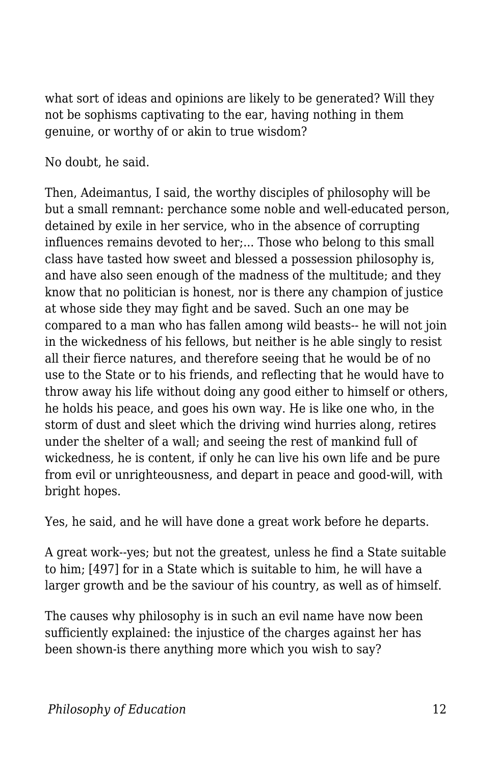what sort of ideas and opinions are likely to be generated? Will they not be sophisms captivating to the ear, having nothing in them genuine, or worthy of or akin to true wisdom?

No doubt, he said.

Then, Adeimantus, I said, the worthy disciples of philosophy will be but a small remnant: perchance some noble and well-educated person, detained by exile in her service, who in the absence of corrupting influences remains devoted to her;... Those who belong to this small class have tasted how sweet and blessed a possession philosophy is, and have also seen enough of the madness of the multitude; and they know that no politician is honest, nor is there any champion of justice at whose side they may fight and be saved. Such an one may be compared to a man who has fallen among wild beasts-- he will not join in the wickedness of his fellows, but neither is he able singly to resist all their fierce natures, and therefore seeing that he would be of no use to the State or to his friends, and reflecting that he would have to throw away his life without doing any good either to himself or others, he holds his peace, and goes his own way. He is like one who, in the storm of dust and sleet which the driving wind hurries along, retires under the shelter of a wall; and seeing the rest of mankind full of wickedness, he is content, if only he can live his own life and be pure from evil or unrighteousness, and depart in peace and good-will, with bright hopes.

Yes, he said, and he will have done a great work before he departs.

A great work--yes; but not the greatest, unless he find a State suitable to him; [497] for in a State which is suitable to him, he will have a larger growth and be the saviour of his country, as well as of himself.

The causes why philosophy is in such an evil name have now been sufficiently explained: the injustice of the charges against her has been shown-is there anything more which you wish to say?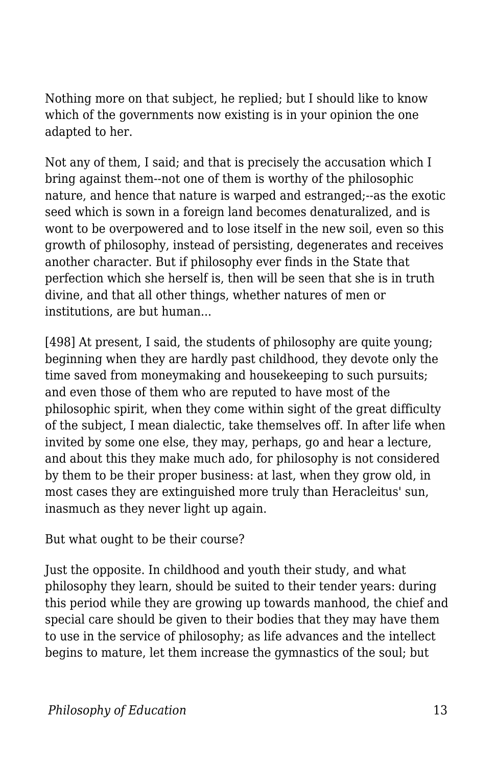Nothing more on that subject, he replied; but I should like to know which of the governments now existing is in your opinion the one adapted to her.

Not any of them, I said; and that is precisely the accusation which I bring against them--not one of them is worthy of the philosophic nature, and hence that nature is warped and estranged;--as the exotic seed which is sown in a foreign land becomes denaturalized, and is wont to be overpowered and to lose itself in the new soil, even so this growth of philosophy, instead of persisting, degenerates and receives another character. But if philosophy ever finds in the State that perfection which she herself is, then will be seen that she is in truth divine, and that all other things, whether natures of men or institutions, are but human...

[498] At present, I said, the students of philosophy are quite young; beginning when they are hardly past childhood, they devote only the time saved from moneymaking and housekeeping to such pursuits; and even those of them who are reputed to have most of the philosophic spirit, when they come within sight of the great difficulty of the subject, I mean dialectic, take themselves off. In after life when invited by some one else, they may, perhaps, go and hear a lecture, and about this they make much ado, for philosophy is not considered by them to be their proper business: at last, when they grow old, in most cases they are extinguished more truly than Heracleitus' sun, inasmuch as they never light up again.

But what ought to be their course?

Just the opposite. In childhood and youth their study, and what philosophy they learn, should be suited to their tender years: during this period while they are growing up towards manhood, the chief and special care should be given to their bodies that they may have them to use in the service of philosophy; as life advances and the intellect begins to mature, let them increase the gymnastics of the soul; but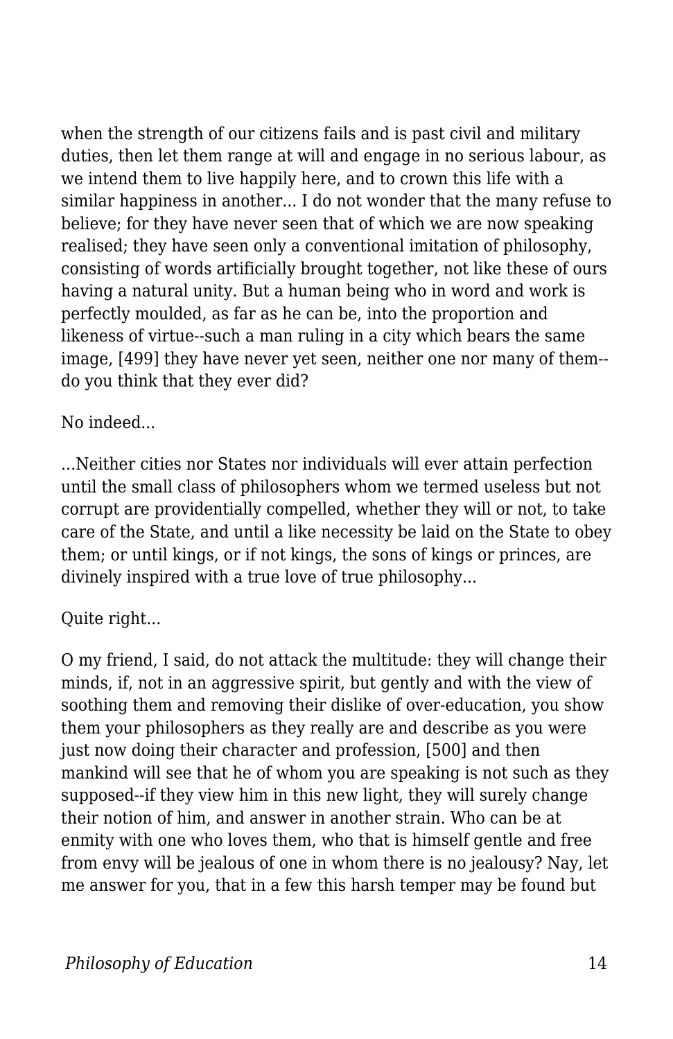when the strength of our citizens fails and is past civil and military duties, then let them range at will and engage in no serious labour, as we intend them to live happily here, and to crown this life with a similar happiness in another... I do not wonder that the many refuse to believe; for they have never seen that of which we are now speaking realised; they have seen only a conventional imitation of philosophy, consisting of words artificially brought together, not like these of ours having a natural unity. But a human being who in word and work is perfectly moulded, as far as he can be, into the proportion and likeness of virtue--such a man ruling in a city which bears the same image, [499] they have never yet seen, neither one nor many of them--do you think that they ever did?

No indeed...

...Neither cities nor States nor individuals will ever attain perfection until the small class of philosophers whom we termed useless but not corrupt are providentially compelled, whether they will or not, to take care of the State, and until a like necessity be laid on the State to obey them; or until kings, or if not kings, the sons of kings or princes, are divinely inspired with a true love of true philosophy...

Quite right...

O my friend, I said, do not attack the multitude: they will change their minds, if, not in an aggressive spirit, but gently and with the view of soothing them and removing their dislike of over-education, you show them your philosophers as they really are and describe as you were just now doing their character and profession, [500] and then mankind will see that he of whom you are speaking is not such as they supposed--if they view him in this new light, they will surely change their notion of him, and answer in another strain. Who can be at enmity with one who loves them, who that is himself gentle and free from envy will be jealous of one in whom there is no jealousy? Nay, let me answer for you, that in a few this harsh temper may be found but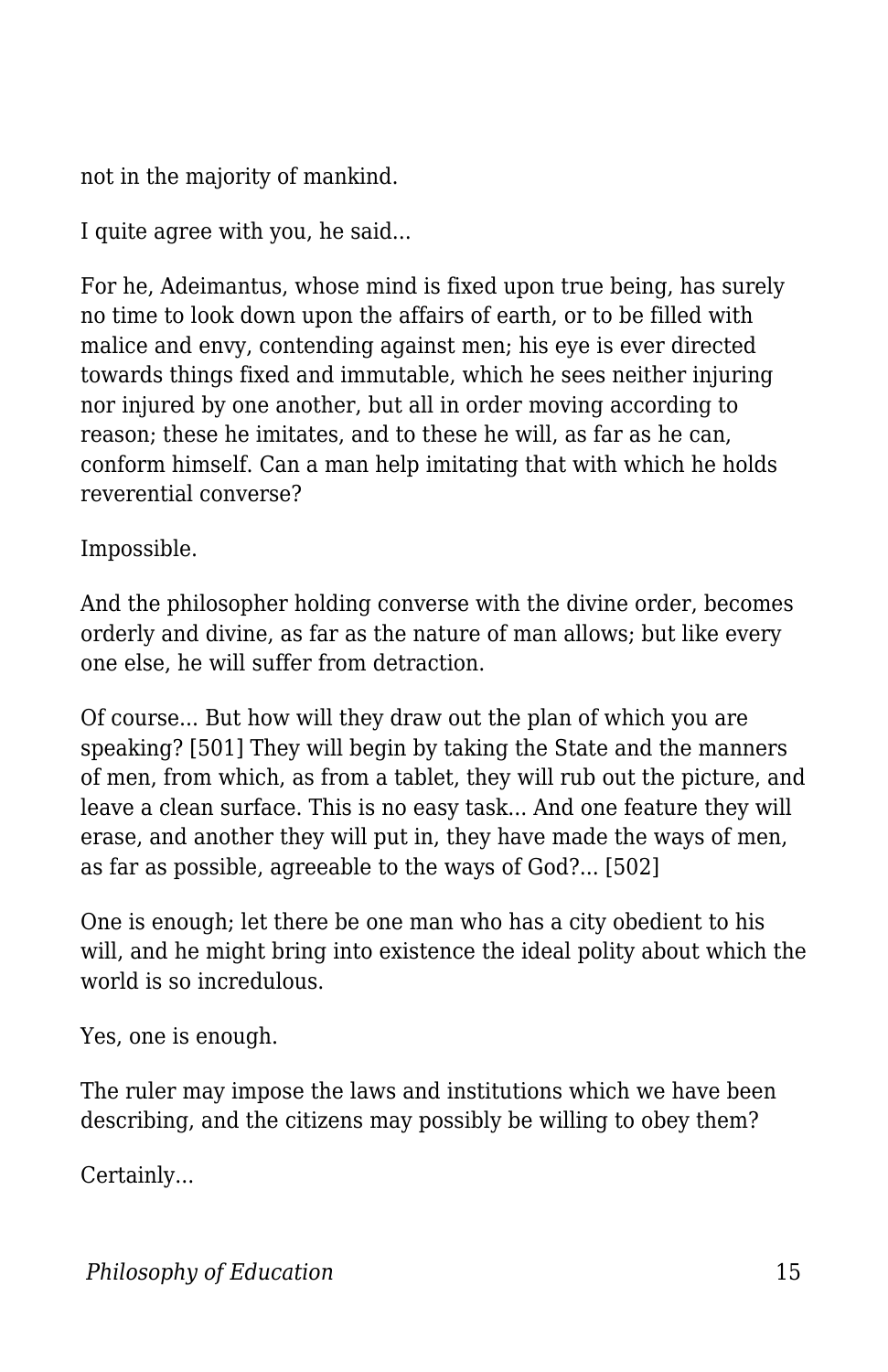not in the majority of mankind.

I quite agree with you, he said...

For he, Adeimantus, whose mind is fixed upon true being, has surely no time to look down upon the affairs of earth, or to be filled with malice and envy, contending against men; his eye is ever directed towards things fixed and immutable, which he sees neither injuring nor injured by one another, but all in order moving according to reason; these he imitates, and to these he will, as far as he can, conform himself. Can a man help imitating that with which he holds reverential converse?

Impossible.

And the philosopher holding converse with the divine order, becomes orderly and divine, as far as the nature of man allows; but like every one else, he will suffer from detraction.

Of course... But how will they draw out the plan of which you are speaking? [501] They will begin by taking the State and the manners of men, from which, as from a tablet, they will rub out the picture, and leave a clean surface. This is no easy task... And one feature they will erase, and another they will put in, they have made the ways of men, as far as possible, agreeable to the ways of God?... [502]

One is enough; let there be one man who has a city obedient to his will, and he might bring into existence the ideal polity about which the world is so incredulous.

Yes, one is enough.

The ruler may impose the laws and institutions which we have been describing, and the citizens may possibly be willing to obey them?

Certainly...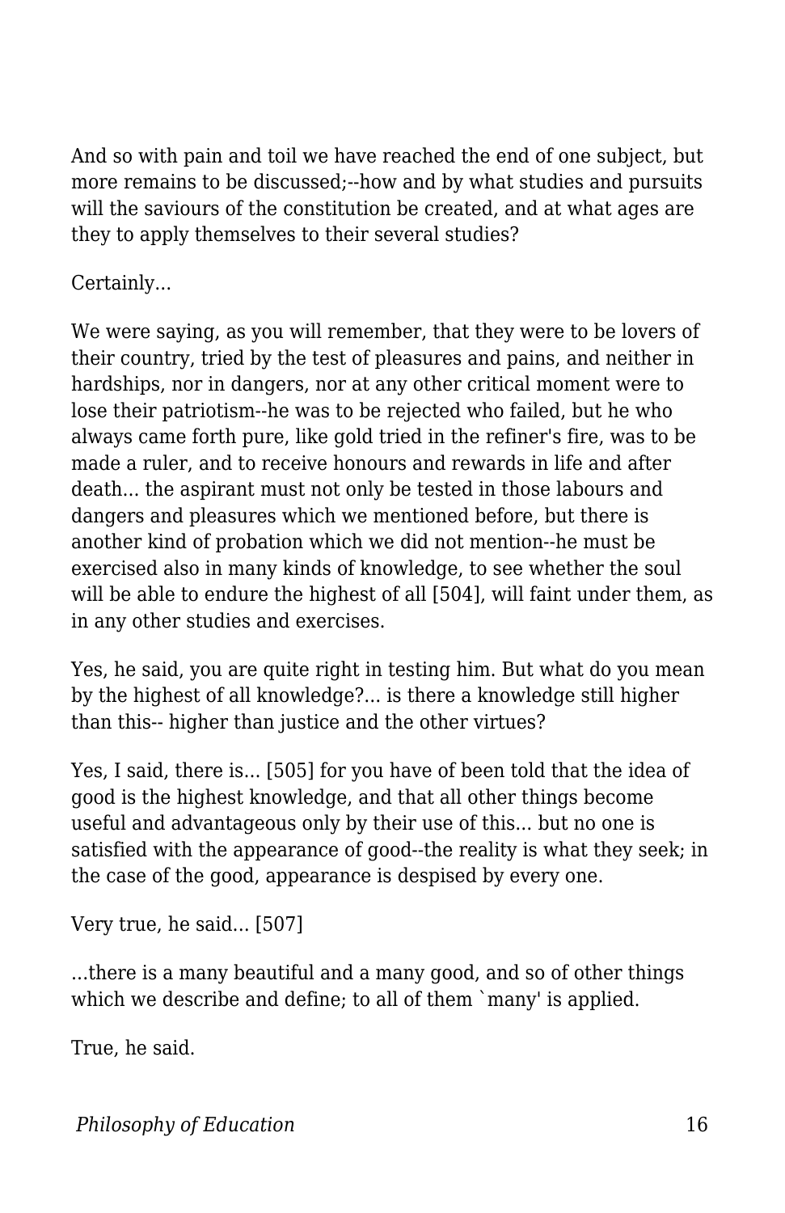And so with pain and toil we have reached the end of one subject, but more remains to be discussed;--how and by what studies and pursuits will the saviours of the constitution be created, and at what ages are they to apply themselves to their several studies?

Certainly...

We were saying, as you will remember, that they were to be lovers of their country, tried by the test of pleasures and pains, and neither in hardships, nor in dangers, nor at any other critical moment were to lose their patriotism--he was to be rejected who failed, but he who always came forth pure, like gold tried in the refiner's fire, was to be made a ruler, and to receive honours and rewards in life and after death... the aspirant must not only be tested in those labours and dangers and pleasures which we mentioned before, but there is another kind of probation which we did not mention--he must be exercised also in many kinds of knowledge, to see whether the soul will be able to endure the highest of all [504], will faint under them, as in any other studies and exercises.

Yes, he said, you are quite right in testing him. But what do you mean by the highest of all knowledge?... is there a knowledge still higher than this-- higher than justice and the other virtues?

Yes, I said, there is... [505] for you have of been told that the idea of good is the highest knowledge, and that all other things become useful and advantageous only by their use of this... but no one is satisfied with the appearance of good--the reality is what they seek; in the case of the good, appearance is despised by every one.

Very true, he said... [507]

...there is a many beautiful and a many good, and so of other things which we describe and define; to all of them `many' is applied.

True, he said.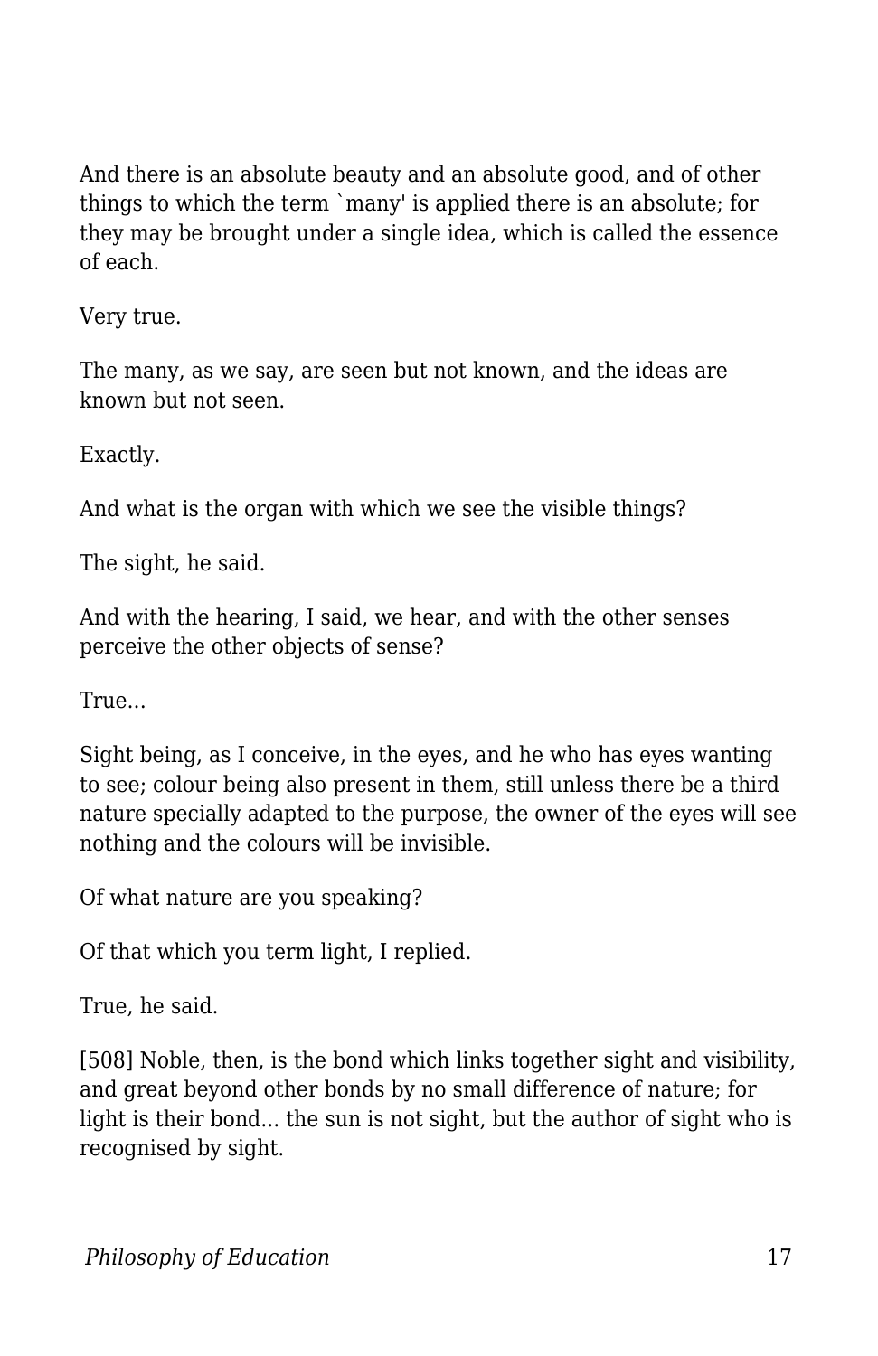And there is an absolute beauty and an absolute good, and of other things to which the term `many' is applied there is an absolute; for they may be brought under a single idea, which is called the essence of each.

Very true.

The many, as we say, are seen but not known, and the ideas are known but not seen.

Exactly.

And what is the organ with which we see the visible things?

The sight, he said.

And with the hearing, I said, we hear, and with the other senses perceive the other objects of sense?

True...

Sight being, as I conceive, in the eyes, and he who has eyes wanting to see; colour being also present in them, still unless there be a third nature specially adapted to the purpose, the owner of the eyes will see nothing and the colours will be invisible.

Of what nature are you speaking?

Of that which you term light, I replied.

True, he said.

[508] Noble, then, is the bond which links together sight and visibility, and great beyond other bonds by no small difference of nature; for light is their bond... the sun is not sight, but the author of sight who is recognised by sight.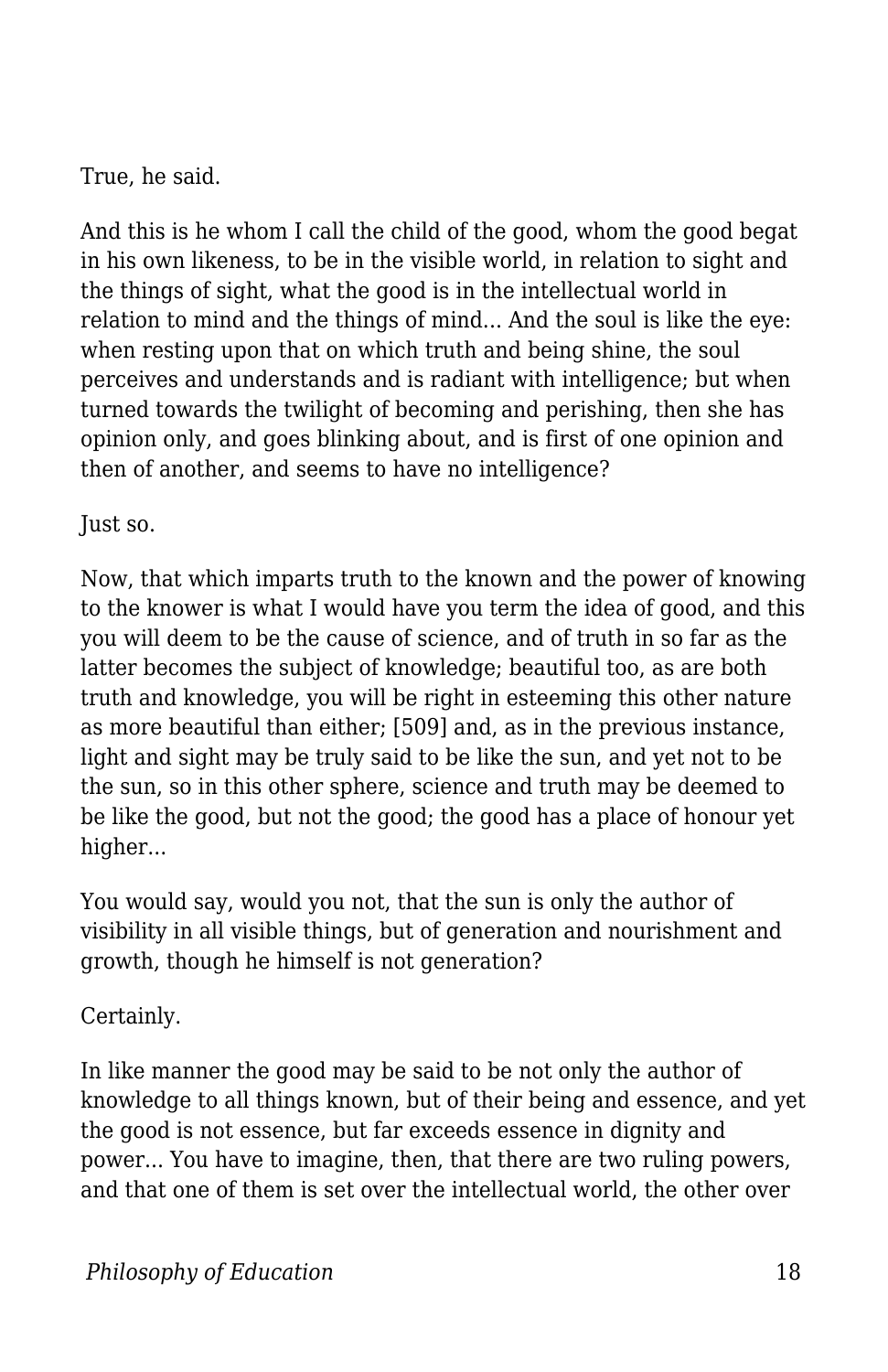True, he said.

And this is he whom I call the child of the good, whom the good begat in his own likeness, to be in the visible world, in relation to sight and the things of sight, what the good is in the intellectual world in relation to mind and the things of mind... And the soul is like the eye: when resting upon that on which truth and being shine, the soul perceives and understands and is radiant with intelligence; but when turned towards the twilight of becoming and perishing, then she has opinion only, and goes blinking about, and is first of one opinion and then of another, and seems to have no intelligence?

Just so.

Now, that which imparts truth to the known and the power of knowing to the knower is what I would have you term the idea of good, and this you will deem to be the cause of science, and of truth in so far as the latter becomes the subject of knowledge; beautiful too, as are both truth and knowledge, you will be right in esteeming this other nature as more beautiful than either; [509] and, as in the previous instance, light and sight may be truly said to be like the sun, and yet not to be the sun, so in this other sphere, science and truth may be deemed to be like the good, but not the good; the good has a place of honour yet higher...

You would say, would you not, that the sun is only the author of visibility in all visible things, but of generation and nourishment and growth, though he himself is not generation?

Certainly.

In like manner the good may be said to be not only the author of knowledge to all things known, but of their being and essence, and yet the good is not essence, but far exceeds essence in dignity and power... You have to imagine, then, that there are two ruling powers, and that one of them is set over the intellectual world, the other over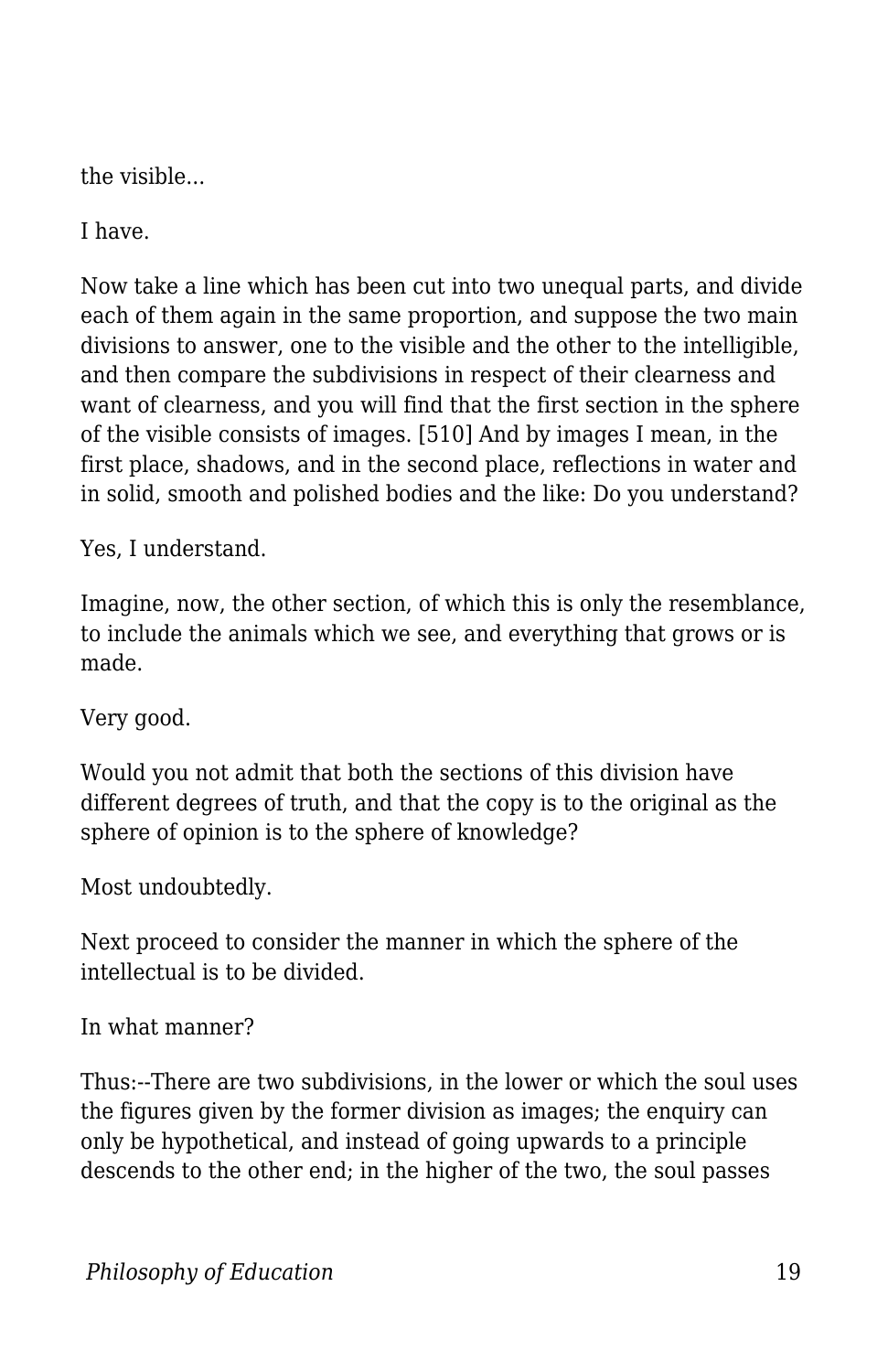the visible...

I have.

Now take a line which has been cut into two unequal parts, and divide each of them again in the same proportion, and suppose the two main divisions to answer, one to the visible and the other to the intelligible, and then compare the subdivisions in respect of their clearness and want of clearness, and you will find that the first section in the sphere of the visible consists of images. [510] And by images I mean, in the first place, shadows, and in the second place, reflections in water and in solid, smooth and polished bodies and the like: Do you understand?

Yes, I understand.

Imagine, now, the other section, of which this is only the resemblance, to include the animals which we see, and everything that grows or is made.

Very good.

Would you not admit that both the sections of this division have different degrees of truth, and that the copy is to the original as the sphere of opinion is to the sphere of knowledge?

Most undoubtedly.

Next proceed to consider the manner in which the sphere of the intellectual is to be divided.

In what manner?

Thus:--There are two subdivisions, in the lower or which the soul uses the figures given by the former division as images; the enquiry can only be hypothetical, and instead of going upwards to a principle descends to the other end; in the higher of the two, the soul passes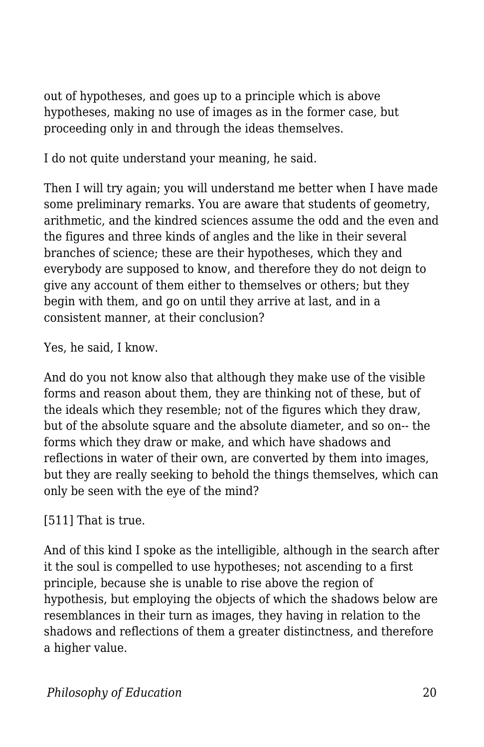out of hypotheses, and goes up to a principle which is above hypotheses, making no use of images as in the former case, but proceeding only in and through the ideas themselves.

I do not quite understand your meaning, he said.

Then I will try again; you will understand me better when I have made some preliminary remarks. You are aware that students of geometry, arithmetic, and the kindred sciences assume the odd and the even and the figures and three kinds of angles and the like in their several branches of science; these are their hypotheses, which they and everybody are supposed to know, and therefore they do not deign to give any account of them either to themselves or others; but they begin with them, and go on until they arrive at last, and in a consistent manner, at their conclusion?

Yes, he said, I know.

And do you not know also that although they make use of the visible forms and reason about them, they are thinking not of these, but of the ideals which they resemble; not of the figures which they draw, but of the absolute square and the absolute diameter, and so on-- the forms which they draw or make, and which have shadows and reflections in water of their own, are converted by them into images, but they are really seeking to behold the things themselves, which can only be seen with the eye of the mind?

[511] That is true.

And of this kind I spoke as the intelligible, although in the search after it the soul is compelled to use hypotheses; not ascending to a first principle, because she is unable to rise above the region of hypothesis, but employing the objects of which the shadows below are resemblances in their turn as images, they having in relation to the shadows and reflections of them a greater distinctness, and therefore a higher value.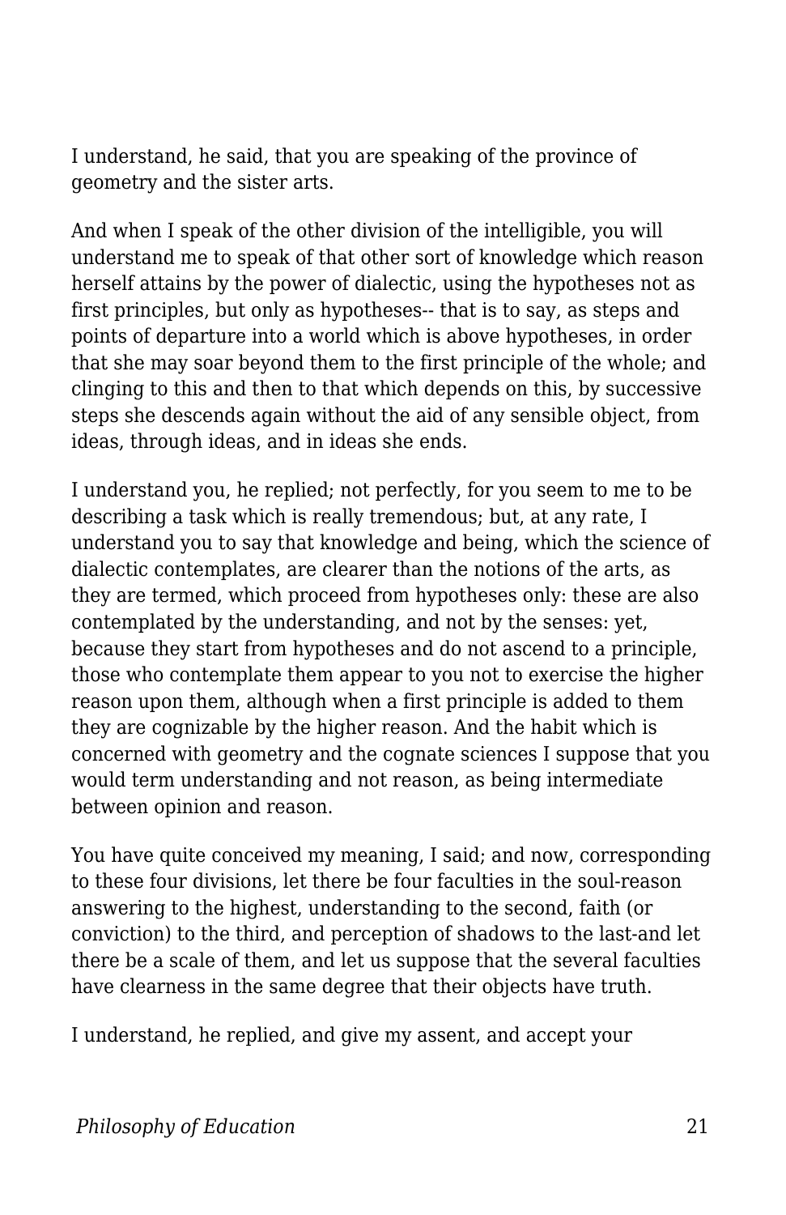I understand, he said, that you are speaking of the province of geometry and the sister arts.

And when I speak of the other division of the intelligible, you will understand me to speak of that other sort of knowledge which reason herself attains by the power of dialectic, using the hypotheses not as first principles, but only as hypotheses-- that is to say, as steps and points of departure into a world which is above hypotheses, in order that she may soar beyond them to the first principle of the whole; and clinging to this and then to that which depends on this, by successive steps she descends again without the aid of any sensible object, from ideas, through ideas, and in ideas she ends.

I understand you, he replied; not perfectly, for you seem to me to be describing a task which is really tremendous; but, at any rate, I understand you to say that knowledge and being, which the science of dialectic contemplates, are clearer than the notions of the arts, as they are termed, which proceed from hypotheses only: these are also contemplated by the understanding, and not by the senses: yet, because they start from hypotheses and do not ascend to a principle, those who contemplate them appear to you not to exercise the higher reason upon them, although when a first principle is added to them they are cognizable by the higher reason. And the habit which is concerned with geometry and the cognate sciences I suppose that you would term understanding and not reason, as being intermediate between opinion and reason.

You have quite conceived my meaning, I said; and now, corresponding to these four divisions, let there be four faculties in the soul-reason answering to the highest, understanding to the second, faith (or conviction) to the third, and perception of shadows to the last-and let there be a scale of them, and let us suppose that the several faculties have clearness in the same degree that their objects have truth.

I understand, he replied, and give my assent, and accept your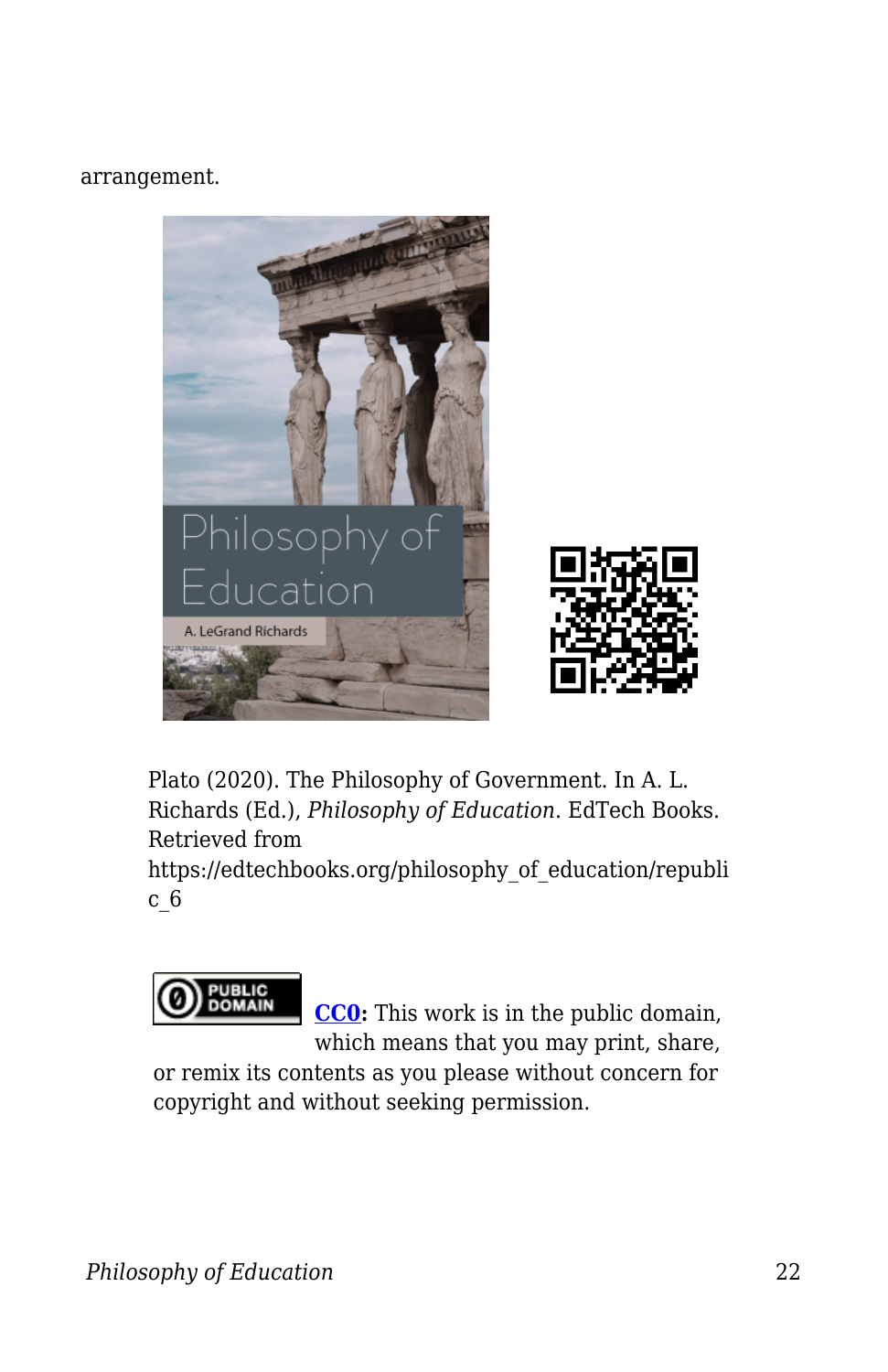arrangement.

Plato (2020). The Philosophy of Government. In A. L. Richards (Ed.), *Philosophy of Education*. EdTech Books. Retrieved from https://edtechbooks.org/philosophy_of_education/republic_6

**CC0:** This work is in the public domain, which means that you may print, share, or remix its contents as you please without concern for copyright and without seeking permission.